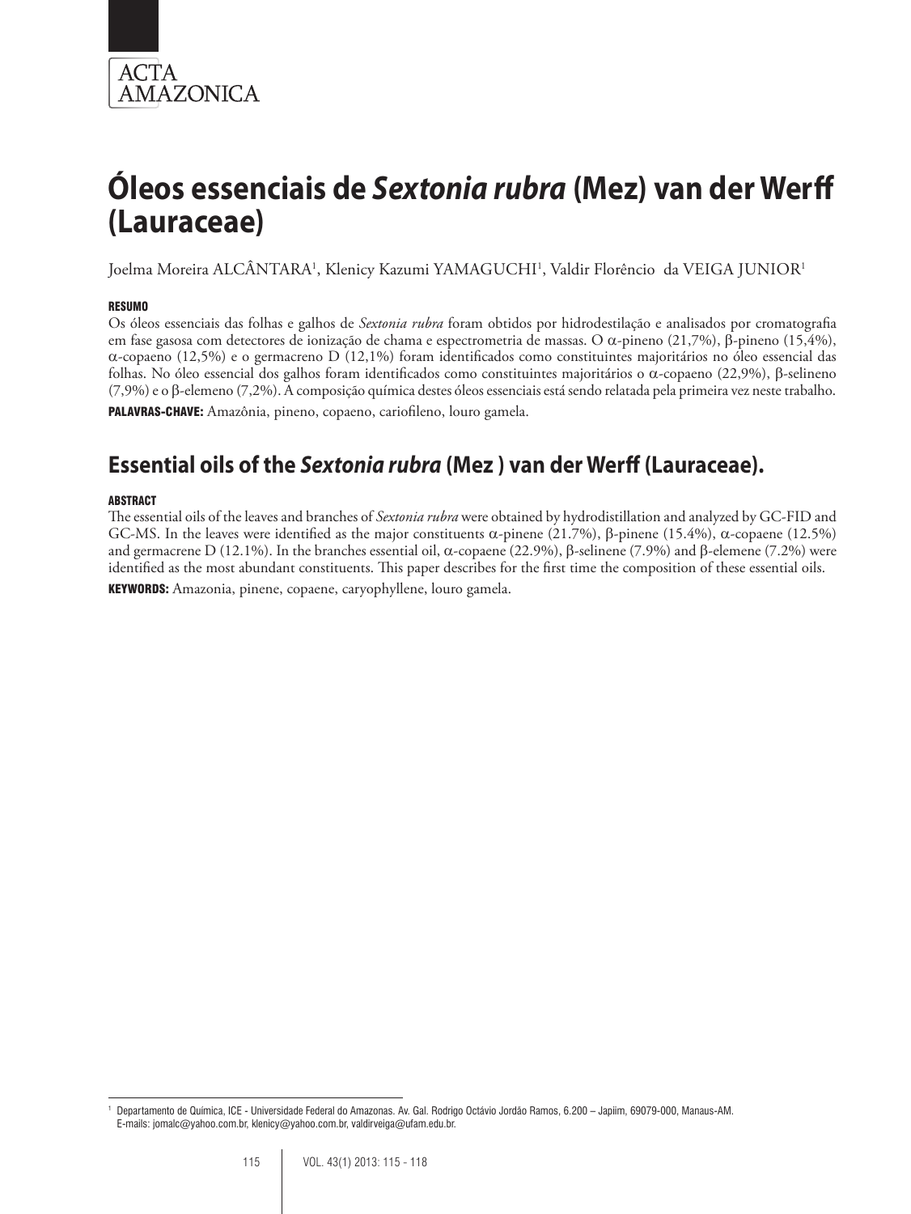# Óleos essenciais de *Sextonia rubra* (Mez) van der Werff (Lauraceae)

Joelma Moreira ALCÂNTARA[1], Klenicy Kazumi YAMAGUCHI[1], Valdir Florêncio da VEIGA JUNIOR[1]

#### RESUMO

Os óleos essenciais das folhas e galhos de *Sextonia rubra* foram obtidos por hidrodestilação e analisados por cromatografia em fase gasosa com detectores de ionização de chama e espectrometria de massas. O α-pineno (21,7%), β-pineno (15,4%), α-copaeno (12,5%) e o germacreno D (12,1%) foram identificados como constituintes majoritários no óleo essencial das folhas. No óleo essencial dos galhos foram identificados como constituintes majoritários o α-copaeno (22,9%), β-selineno (7,9%) e o β-elemeno (7,2%). A composição química destes óleos essenciais está sendo relatada pela primeira vez neste trabalho.

**PALAVRAS-CHAVE:** Amazônia, pineno, copaeno, cariofileno, louro gamela.

## Essential oils of the *Sextonia rubra* (Mez ) van der Werff (Lauraceae).

#### ABSTRACT

The essential oils of the leaves and branches of *Sextonia rubra* were obtained by hydrodistillation and analyzed by GC-FID and GC-MS. In the leaves were identified as the major constituents α-pinene (21.7%), β-pinene (15.4%), α-copaene (12.5%) and germacrene D (12.1%). In the branches essential oil, α-copaene (22.9%), β-selinene (7.9%) and β-elemene (7.2%) were identified as the most abundant constituents. This paper describes for the first time the composition of these essential oils.

**KEYWORDS:** Amazonia, pinene, copaene, caryophyllene, louro gamela.

---

[1] Departamento de Química, ICE - Universidade Federal do Amazonas. Av. Gal. Rodrigo Octávio Jordão Ramos, 6.200 – Japiim, 69079-000, Manaus-AM. E-mails: jomalc@yahoo.com.br, klenicy@yahoo.com.br, valdirveiga@ufam.edu.br.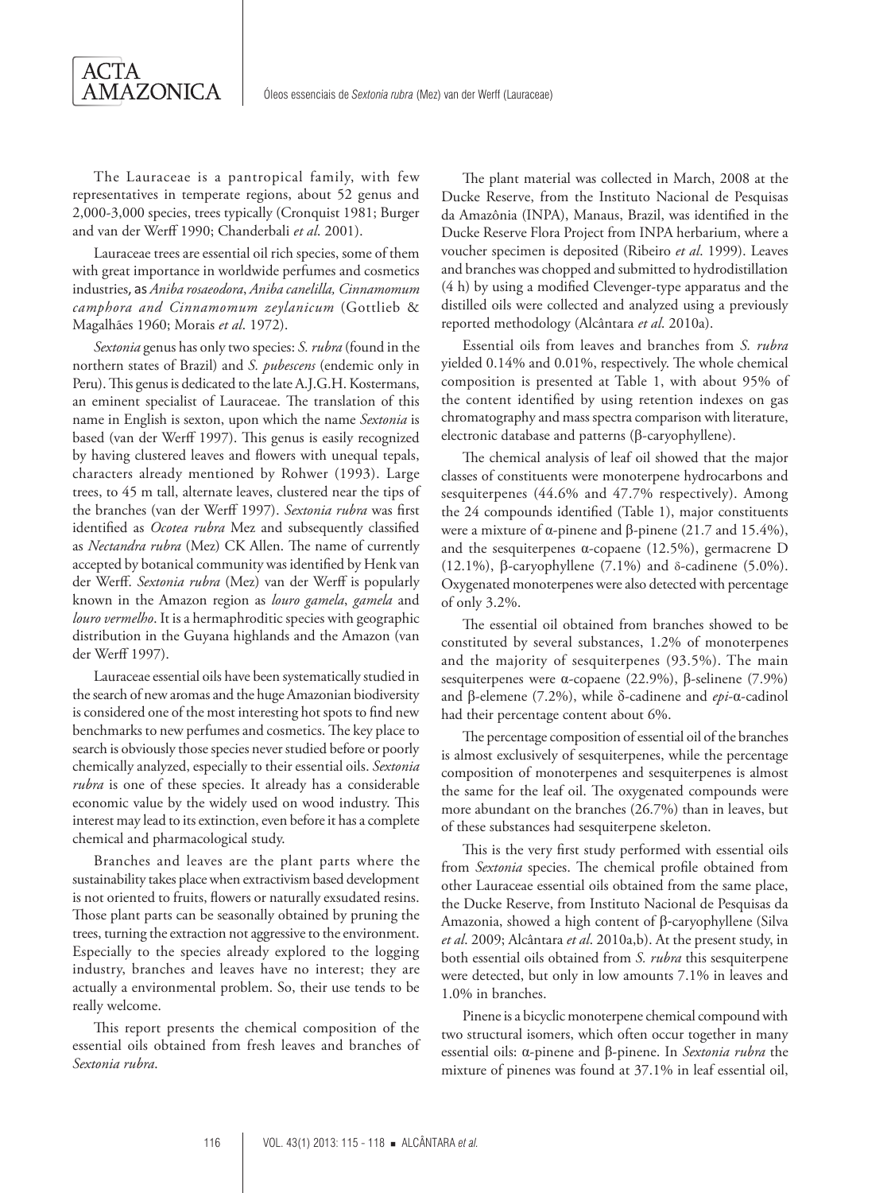The Lauraceae is a pantropical family, with few representatives in temperate regions, about 52 genus and 2,000-3,000 species, trees typically (Cronquist 1981; Burger and van der Werff 1990; Chanderbali *et al*. 2001).

Lauraceae trees are essential oil rich species, some of them with great importance in worldwide perfumes and cosmetics industries, as *Aniba rosaeodora*, *Aniba canelilla, Cinnamomum camphora and Cinnamomum zeylanicum* (Gottlieb & Magalhães 1960; Morais *et al*. 1972).

*Sextonia* genus has only two species: *S. rubra* (found in the northern states of Brazil) and *S. pubescens* (endemic only in Peru). This genus is dedicated to the late A.J.G.H. Kostermans, an eminent specialist of Lauraceae. The translation of this name in English is sexton, upon which the name *Sextonia* is based (van der Werff 1997). This genus is easily recognized by having clustered leaves and flowers with unequal tepals, characters already mentioned by Rohwer (1993). Large trees, to 45 m tall, alternate leaves, clustered near the tips of the branches (van der Werff 1997). *Sextonia rubra* was first identified as *Ocotea rubra* Mez and subsequently classified as *Nectandra rubra* (Mez) CK Allen. The name of currently accepted by botanical community was identified by Henk van der Werff. *Sextonia rubra* (Mez) van der Werff is popularly known in the Amazon region as *louro gamela*, *gamela* and *louro vermelho*. It is a hermaphroditic species with geographic distribution in the Guyana highlands and the Amazon (van der Werff 1997).

Lauraceae essential oils have been systematically studied in the search of new aromas and the huge Amazonian biodiversity is considered one of the most interesting hot spots to find new benchmarks to new perfumes and cosmetics. The key place to search is obviously those species never studied before or poorly chemically analyzed, especially to their essential oils. *Sextonia rubra* is one of these species. It already has a considerable economic value by the widely used on wood industry. This interest may lead to its extinction, even before it has a complete chemical and pharmacological study.

Branches and leaves are the plant parts where the sustainability takes place when extractivism based development is not oriented to fruits, flowers or naturally exudated resins. Those plant parts can be seasonally obtained by pruning the trees, turning the extraction not aggressive to the environment. Especially to the species already explored to the logging industry, branches and leaves have no interest; they are actually a environmental problem. So, their use tends to be really welcome.

This report presents the chemical composition of the essential oils obtained from fresh leaves and branches of *Sextonia rubra*.

The plant material was collected in March, 2008 at the Ducke Reserve, from the Instituto Nacional de Pesquisas da Amazônia (INPA), Manaus, Brazil, was identified in the Ducke Reserve Flora Project from INPA herbarium, where a voucher specimen is deposited (Ribeiro *et al*. 1999). Leaves and branches was chopped and submitted to hydrodistillation (4 h) by using a modified Clevenger-type apparatus and the distilled oils were collected and analyzed using a previously reported methodology (Alcântara *et al*. 2010a).

Essential oils from leaves and branches from *S. rubra* yielded 0.14% and 0.01%, respectively. The whole chemical composition is presented at Table 1, with about 95% of the content identified by using retention indexes on gas chromatography and mass spectra comparison with literature, electronic database and patterns (β-caryophyllene).

The chemical analysis of leaf oil showed that the major classes of constituents were monoterpene hydrocarbons and sesquiterpenes (44.6% and 47.7% respectively). Among the 24 compounds identified (Table 1), major constituents were a mixture of α-pinene and β-pinene (21.7 and 15.4%), and the sesquiterpenes α-copaene (12.5%), germacrene D (12.1%), β-caryophyllene (7.1%) and δ-cadinene (5.0%). Oxygenated monoterpenes were also detected with percentage of only 3.2%.

The essential oil obtained from branches showed to be constituted by several substances, 1.2% of monoterpenes and the majority of sesquiterpenes (93.5%). The main sesquiterpenes were α-copaene (22.9%), β-selinene (7.9%) and β-elemene (7.2%), while δ-cadinene and *epi*-α-cadinol had their percentage content about 6%.

The percentage composition of essential oil of the branches is almost exclusively of sesquiterpenes, while the percentage composition of monoterpenes and sesquiterpenes is almost the same for the leaf oil. The oxygenated compounds were more abundant on the branches (26.7%) than in leaves, but of these substances had sesquiterpene skeleton.

This is the very first study performed with essential oils from *Sextonia* species. The chemical profile obtained from other Lauraceae essential oils obtained from the same place, the Ducke Reserve, from Instituto Nacional de Pesquisas da Amazonia, showed a high content of β-caryophyllene (Silva *et al*. 2009; Alcântara *et al*. 2010a,b). At the present study, in both essential oils obtained from *S. rubra* this sesquiterpene were detected, but only in low amounts 7.1% in leaves and 1.0% in branches.

Pinene is a bicyclic monoterpene chemical compound with two structural isomers, which often occur together in many essential oils: α-pinene and β-pinene. In *Sextonia rubra* the mixture of pinenes was found at 37.1% in leaf essential oil,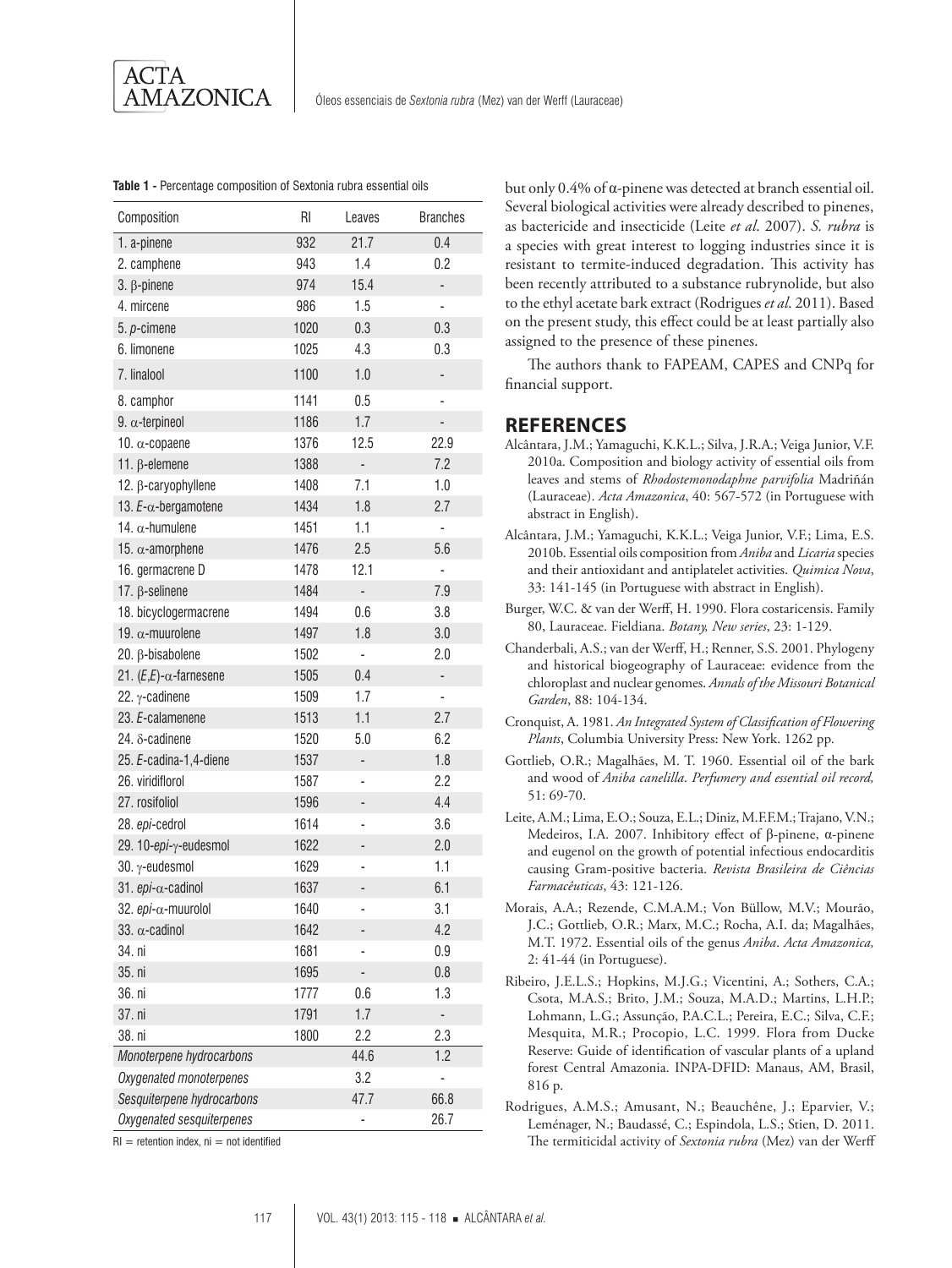**Table 1 -** Percentage composition of Sextonia rubra essential oils

| Composition | RI | Leaves | Branches |
|---|---|---|---|
| 1. a-pinene | 932 | 21.7 | 0.4 |
| 2. camphene | 943 | 1.4 | 0.2 |
| 3. β-pinene | 974 | 15.4 | - |
| 4. mircene | 986 | 1.5 | - |
| 5. *p*-cimene | 1020 | 0.3 | 0.3 |
| 6. limonene | 1025 | 4.3 | 0.3 |
| 7. linalool | 1100 | 1.0 | - |
| 8. camphor | 1141 | 0.5 | - |
| 9. α-terpineol | 1186 | 1.7 | - |
| 10. α-copaene | 1376 | 12.5 | 22.9 |
| 11. β-elemene | 1388 | - | 7.2 |
| 12. β-caryophyllene | 1408 | 7.1 | 1.0 |
| 13. *E*-α-bergamotene | 1434 | 1.8 | 2.7 |
| 14. α-humulene | 1451 | 1.1 | - |
| 15. α-amorphene | 1476 | 2.5 | 5.6 |
| 16. germacrene D | 1478 | 12.1 | - |
| 17. β-selinene | 1484 | - | 7.9 |
| 18. bicyclogermacrene | 1494 | 0.6 | 3.8 |
| 19. α-muurolene | 1497 | 1.8 | 3.0 |
| 20. β-bisabolene | 1502 | - | 2.0 |
| 21. (*E*,*E*)-α-farnesene | 1505 | 0.4 | - |
| 22. γ-cadinene | 1509 | 1.7 | - |
| 23. *E*-calamenene | 1513 | 1.1 | 2.7 |
| 24. δ-cadinene | 1520 | 5.0 | 6.2 |
| 25. *E*-cadina-1,4-diene | 1537 | - | 1.8 |
| 26. viridiflorol | 1587 | - | 2.2 |
| 27. rosifoliol | 1596 | - | 4.4 |
| 28. *epi*-cedrol | 1614 | - | 3.6 |
| 29. 10-*epi*-γ-eudesmol | 1622 | - | 2.0 |
| 30. γ-eudesmol | 1629 | - | 1.1 |
| 31. *epi*-α-cadinol | 1637 | - | 6.1 |
| 32. *epi*-α-muurolol | 1640 | - | 3.1 |
| 33. α-cadinol | 1642 | - | 4.2 |
| 34. ni | 1681 | - | 0.9 |
| 35. ni | 1695 | - | 0.8 |
| 36. ni | 1777 | 0.6 | 1.3 |
| 37. ni | 1791 | 1.7 | - |
| 38. ni | 1800 | 2.2 | 2.3 |
| *Monoterpene hydrocarbons* | | 44.6 | 1.2 |
| *Oxygenated monoterpenes* | | 3.2 | - |
| *Sesquiterpene hydrocarbons* | | 47.7 | 66.8 |
| *Oxygenated sesquiterpenes* | | - | 26.7 |

RI = retention index, ni = not identified

but only 0.4% of α-pinene was detected at branch essential oil. Several biological activities were already described to pinenes, as bactericide and insecticide (Leite *et al*. 2007). *S. rubra* is a species with great interest to logging industries since it is resistant to termite-induced degradation. This activity has been recently attributed to a substance rubrynolide, but also to the ethyl acetate bark extract (Rodrigues *et al*. 2011). Based on the present study, this effect could be at least partially also assigned to the presence of these pinenes.

The authors thank to FAPEAM, CAPES and CNPq for financial support.

## REFERENCES

Alcântara, J.M.; Yamaguchi, K.K.L.; Silva, J.R.A.; Veiga Junior, V.F. 2010a. Composition and biology activity of essential oils from leaves and stems of *Rhodostemonodaphne parvifolia* Madriñán (Lauraceae). *Acta Amazonica*, 40: 567-572 (in Portuguese with abstract in English).

Alcântara, J.M.; Yamaguchi, K.K.L.; Veiga Junior, V.F.; Lima, E.S. 2010b. Essential oils composition from *Aniba* and *Licaria* species and their antioxidant and antiplatelet activities. *Quimica Nova*, 33: 141-145 (in Portuguese with abstract in English).

Burger, W.C. & van der Werff, H. 1990. Flora costaricensis. Family 80, Lauraceae. Fieldiana. *Botany, New series*, 23: 1-129.

Chanderbali, A.S.; van der Werff, H.; Renner, S.S. 2001. Phylogeny and historical biogeography of Lauraceae: evidence from the chloroplast and nuclear genomes. *Annals of the Missouri Botanical Garden*, 88: 104-134.

Cronquist, A. 1981. *An Integrated System of Classification of Flowering Plants*, Columbia University Press: New York. 1262 pp.

Gottlieb, O.R.; Magalhães, M. T. 1960. Essential oil of the bark and wood of *Aniba canelilla*. *Perfumery and essential oil record,* 51: 69-70.

Leite, A.M.; Lima, E.O.; Souza, E.L.; Diniz, M.F.F.M.; Trajano, V.N.; Medeiros, I.A. 2007. Inhibitory effect of β-pinene, α-pinene and eugenol on the growth of potential infectious endocarditis causing Gram-positive bacteria. *Revista Brasileira de Ciências Farmacêuticas*, 43: 121-126.

Morais, A.A.; Rezende, C.M.A.M.; Von Bülow, M.V.; Mourão, J.C.; Gottlieb, O.R.; Marx, M.C.; Rocha, A.I. da; Magalhães, M.T. 1972. Essential oils of the genus *Aniba*. *Acta Amazonica,* 2: 41-44 (in Portuguese).

Ribeiro, J.E.L.S.; Hopkins, M.J.G.; Vicentini, A.; Sothers, C.A.; Csota, M.A.S.; Brito, J.M.; Souza, M.A.D.; Martins, L.H.P.; Lohmann, L.G.; Assunção, P.A.C.L.; Pereira, E.C.; Silva, C.F.; Mesquita, M.R.; Procopio, L.C. 1999. Flora from Ducke Reserve: Guide of identification of vascular plants of a upland forest Central Amazonia. INPA-DFID: Manaus, AM, Brasil, 816 p.

Rodrigues, A.M.S.; Amusant, N.; Beauchêne, J.; Eparvier, V.; Leménager, N.; Baudassé, C.; Espindola, L.S.; Stien, D. 2011. The termiticidal activity of *Sextonia rubra* (Mez) van der Werff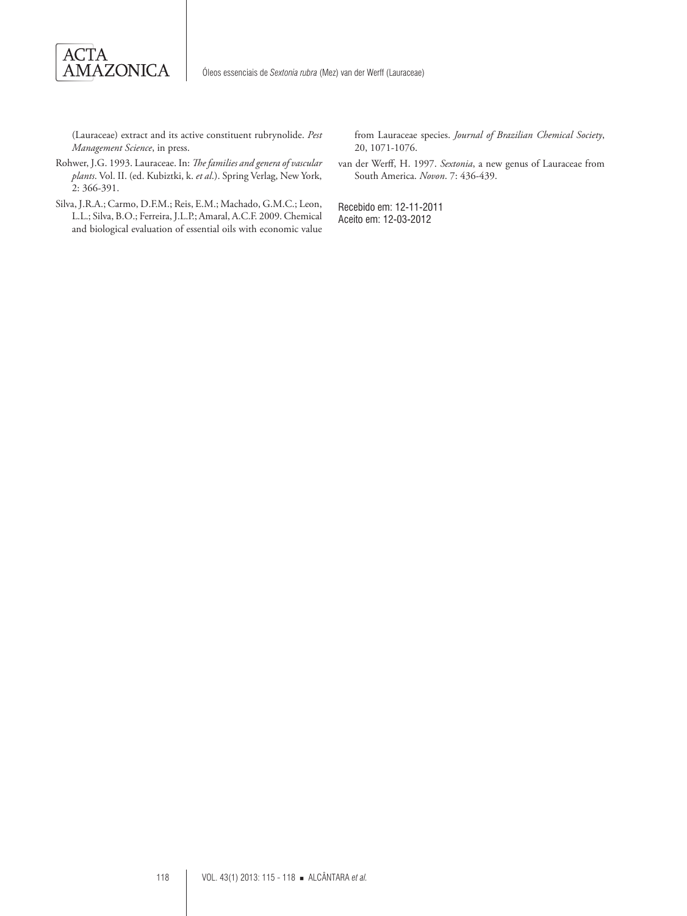(Lauraceae) extract and its active constituent rubrynolide. *Pest Management Science*, in press.

Rohwer, J.G. 1993. Lauraceae. In: *The families and genera of vascular plants*. Vol. II. (ed. Kubiztki, k. *et al*.). Spring Verlag, New York, 2: 366-391.

Silva, J.R.A.; Carmo, D.F.M.; Reis, E.M.; Machado, G.M.C.; Leon, L.L.; Silva, B.O.; Ferreira, J.L.P.; Amaral, A.C.F. 2009. Chemical and biological evaluation of essential oils with economic value from Lauraceae species. *Journal of Brazilian Chemical Society*, 20, 1071-1076.

van der Werff, H. 1997. *Sextonia*, a new genus of Lauraceae from South America. *Novon*. 7: 436-439.

Recebido em: 12-11-2011
Aceito em: 12-03-2012